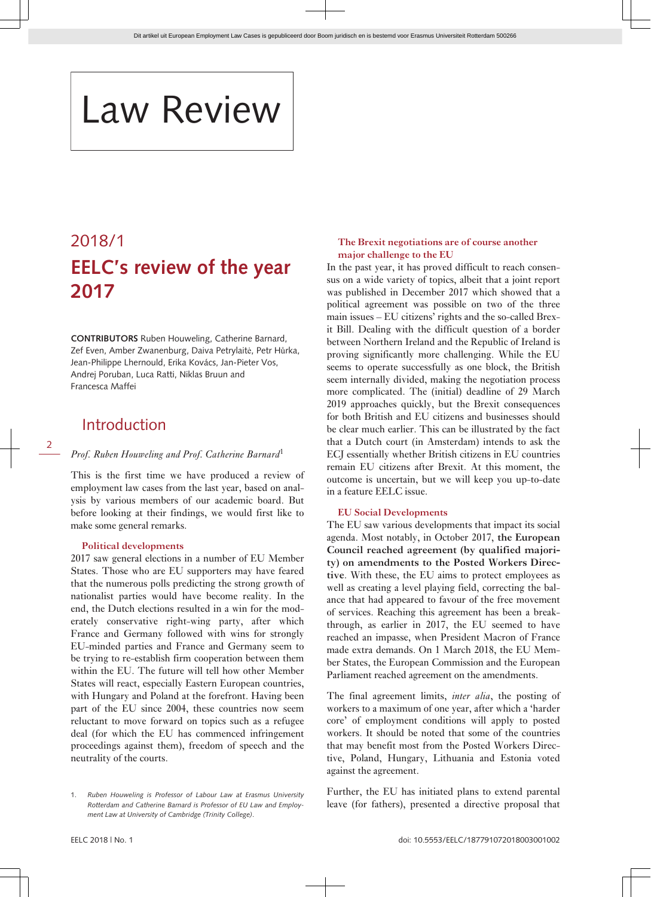# Law Review

## 2018/1

# EELC's review of the year 2017

**CONTRIBUTORS** Ruben Houweling, Catherine Barnard, Zef Even, Amber Zwanenburg, Daiva Petrylaitė, Petr Hůrka, Jean-Philippe Lhernould, Erika Kovács, Jan-Pieter Vos, Andrej Poruban, Luca Ratti, Niklas Bruun and Francesca Maffei

## Introduction

*Prof. Ruben Houweling and Prof. Catherine Barnard*[1]

This is the first time we have produced a review of employment law cases from the last year, based on analysis by various members of our academic board. But before looking at their findings, we would first like to make some general remarks.

### Political developments

2017 saw general elections in a number of EU Member States. Those who are EU supporters may have feared that the numerous polls predicting the strong growth of nationalist parties would have become reality. In the end, the Dutch elections resulted in a win for the moderately conservative right-wing party, after which France and Germany followed with wins for strongly EU-minded parties and France and Germany seem to be trying to re-establish firm cooperation between them within the EU. The future will tell how other Member States will react, especially Eastern European countries, with Hungary and Poland at the forefront. Having been part of the EU since 2004, these countries now seem reluctant to move forward on topics such as a refugee deal (for which the EU has commenced infringement proceedings against them), freedom of speech and the neutrality of the courts.

### The Brexit negotiations are of course another major challenge to the EU

In the past year, it has proved difficult to reach consensus on a wide variety of topics, albeit that a joint report was published in December 2017 which showed that a political agreement was possible on two of the three main issues – EU citizens' rights and the so-called Brexit Bill. Dealing with the difficult question of a border between Northern Ireland and the Republic of Ireland is proving significantly more challenging. While the EU seems to operate successfully as one block, the British seem internally divided, making the negotiation process more complicated. The (initial) deadline of 29 March 2019 approaches quickly, but the Brexit consequences for both British and EU citizens and businesses should be clear much earlier. This can be illustrated by the fact that a Dutch court (in Amsterdam) intends to ask the ECJ essentially whether British citizens in EU countries remain EU citizens after Brexit. At this moment, the outcome is uncertain, but we will keep you up-to-date in a feature EELC issue.

### EU Social Developments

The EU saw various developments that impact its social agenda. Most notably, in October 2017, **the European Council reached agreement (by qualified majority) on amendments to the Posted Workers Directive**. With these, the EU aims to protect employees as well as creating a level playing field, correcting the balance that had appeared to favour of the free movement of services. Reaching this agreement has been a breakthrough, as earlier in 2017, the EU seemed to have reached an impasse, when President Macron of France made extra demands. On 1 March 2018, the EU Member States, the European Commission and the European Parliament reached agreement on the amendments.

The final agreement limits, *inter alia*, the posting of workers to a maximum of one year, after which a 'harder core' of employment conditions will apply to posted workers. It should be noted that some of the countries that may benefit most from the Posted Workers Directive, Poland, Hungary, Lithuania and Estonia voted against the agreement.

Further, the EU has initiated plans to extend parental leave (for fathers), presented a directive proposal that

1. *Ruben Houweling is Professor of Labour Law at Erasmus University Rotterdam and Catherine Barnard is Professor of EU Law and Employment Law at University of Cambridge (Trinity College).*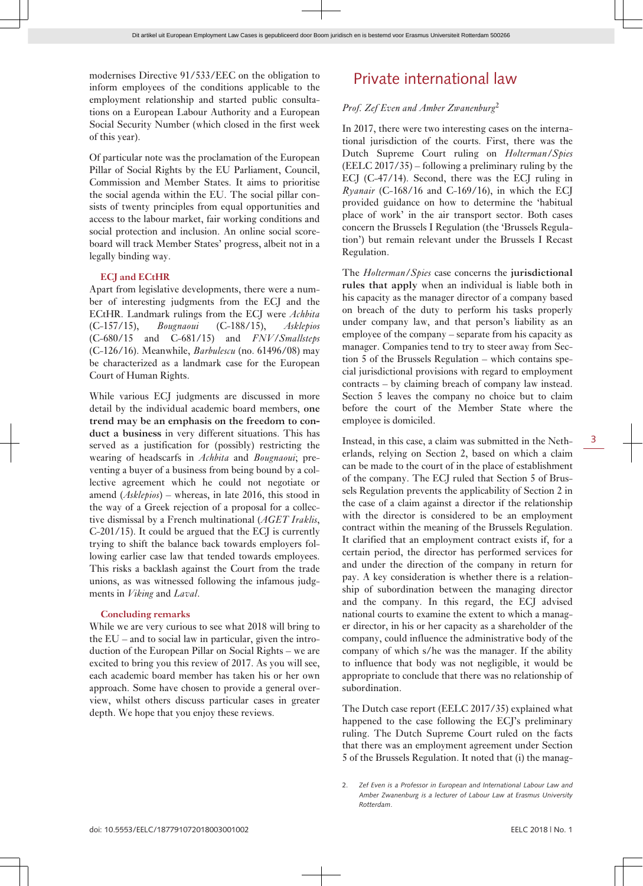modernises Directive 91/533/EEC on the obligation to inform employees of the conditions applicable to the employment relationship and started public consultations on a European Labour Authority and a European Social Security Number (which closed in the first week of this year).

Of particular note was the proclamation of the European Pillar of Social Rights by the EU Parliament, Council, Commission and Member States. It aims to prioritise the social agenda within the EU. The social pillar consists of twenty principles from equal opportunities and access to the labour market, fair working conditions and social protection and inclusion. An online social scoreboard will track Member States' progress, albeit not in a legally binding way.

### ECJ and ECtHR

Apart from legislative developments, there were a number of interesting judgments from the ECJ and the ECtHR. Landmark rulings from the ECJ were *Achbita* (C-157/15), *Bougnaoui* (C-188/15), *Asklepios* (C-680/15 and C-681/15) and *FNV/Smallsteps* (C-126/16). Meanwhile, *Barbulescu* (no. 61496/08) may be characterized as a landmark case for the European Court of Human Rights.

While various ECJ judgments are discussed in more detail by the individual academic board members, **one trend may be an emphasis on the freedom to conduct a business** in very different situations. This has served as a justification for (possibly) restricting the wearing of headscarfs in *Achbita* and *Bougnaoui*; preventing a buyer of a business from being bound by a collective agreement which he could not negotiate or amend (*Asklepios*) – whereas, in late 2016, this stood in the way of a Greek rejection of a proposal for a collective dismissal by a French multinational (*AGET Iraklis*, C-201/15). It could be argued that the ECJ is currently trying to shift the balance back towards employers following earlier case law that tended towards employees. This risks a backlash against the Court from the trade unions, as was witnessed following the infamous judgments in *Viking* and *Laval*.

### Concluding remarks

While we are very curious to see what 2018 will bring to the EU – and to social law in particular, given the introduction of the European Pillar on Social Rights – we are excited to bring you this review of 2017. As you will see, each academic board member has taken his or her own approach. Some have chosen to provide a general overview, whilst others discuss particular cases in greater depth. We hope that you enjoy these reviews.

## Private international law

*Prof. Zef Even and Amber Zwanenburg*[2]

In 2017, there were two interesting cases on the international jurisdiction of the courts. First, there was the Dutch Supreme Court ruling on *Holterman/Spies* (EELC 2017/35) – following a preliminary ruling by the ECJ (C-47/14). Second, there was the ECJ ruling in *Ryanair* (C-168/16 and C-169/16), in which the ECJ provided guidance on how to determine the 'habitual place of work' in the air transport sector. Both cases concern the Brussels I Regulation (the 'Brussels Regulation') but remain relevant under the Brussels I Recast Regulation.

The *Holterman/Spies* case concerns the **jurisdictional rules that apply** when an individual is liable both in his capacity as the manager director of a company based on breach of the duty to perform his tasks properly under company law, and that person's liability as an employee of the company – separate from his capacity as manager. Companies tend to try to steer away from Section 5 of the Brussels Regulation – which contains special jurisdictional provisions with regard to employment contracts – by claiming breach of company law instead. Section 5 leaves the company no choice but to claim before the court of the Member State where the employee is domiciled.

Instead, in this case, a claim was submitted in the Netherlands, relying on Section 2, based on which a claim can be made to the court of in the place of establishment of the company. The ECJ ruled that Section 5 of Brussels Regulation prevents the applicability of Section 2 in the case of a claim against a director if the relationship with the director is considered to be an employment contract within the meaning of the Brussels Regulation. It clarified that an employment contract exists if, for a certain period, the director has performed services for and under the direction of the company in return for pay. A key consideration is whether there is a relationship of subordination between the managing director and the company. In this regard, the ECJ advised national courts to examine the extent to which a manager director, in his or her capacity as a shareholder of the company, could influence the administrative body of the company of which s/he was the manager. If the ability to influence that body was not negligible, it would be appropriate to conclude that there was no relationship of subordination.

The Dutch case report (EELC 2017/35) explained what happened to the case following the ECJ's preliminary ruling. The Dutch Supreme Court ruled on the facts that there was an employment agreement under Section 5 of the Brussels Regulation. It noted that (i) the manag-

2. *Zef Even is a Professor in European and International Labour Law and Amber Zwanenburg is a lecturer of Labour Law at Erasmus University Rotterdam.*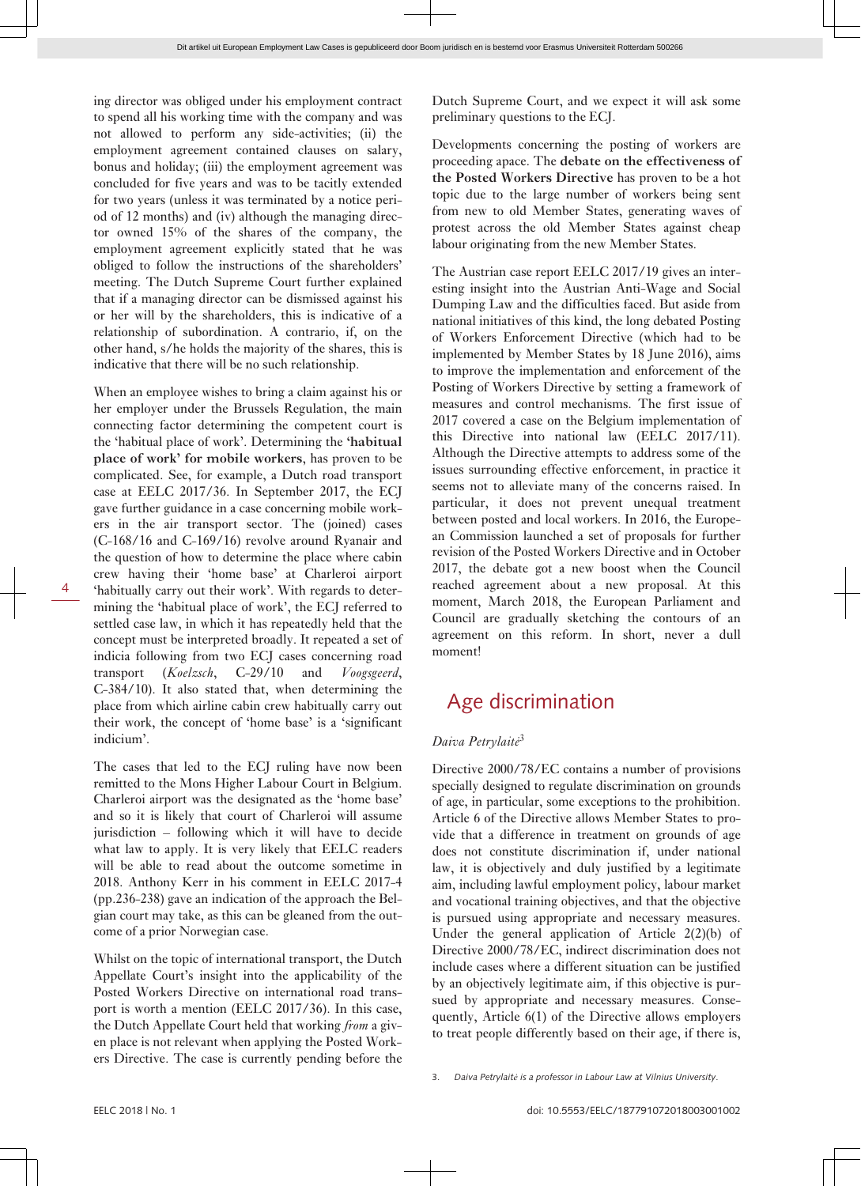ing director was obliged under his employment contract to spend all his working time with the company and was not allowed to perform any side-activities; (ii) the employment agreement contained clauses on salary, bonus and holiday; (iii) the employment agreement was concluded for five years and was to be tacitly extended for two years (unless it was terminated by a notice period of 12 months) and (iv) although the managing director owned 15% of the shares of the company, the employment agreement explicitly stated that he was obliged to follow the instructions of the shareholders' meeting. The Dutch Supreme Court further explained that if a managing director can be dismissed against his or her will by the shareholders, this is indicative of a relationship of subordination. A contrario, if, on the other hand, s/he holds the majority of the shares, this is indicative that there will be no such relationship.

When an employee wishes to bring a claim against his or her employer under the Brussels Regulation, the main connecting factor determining the competent court is the 'habitual place of work'. Determining the **'habitual place of work' for mobile workers**, has proven to be complicated. See, for example, a Dutch road transport case at EELC 2017/36. In September 2017, the ECJ gave further guidance in a case concerning mobile workers in the air transport sector. The (joined) cases (C-168/16 and C-169/16) revolve around Ryanair and the question of how to determine the place where cabin crew having their 'home base' at Charleroi airport 'habitually carry out their work'. With regards to determining the 'habitual place of work', the ECJ referred to settled case law, in which it has repeatedly held that the concept must be interpreted broadly. It repeated a set of indicia following from two ECJ cases concerning road transport (*Koelzsch*, C-29/10 and *Voogsgeerd*, C-384/10). It also stated that, when determining the place from which airline cabin crew habitually carry out their work, the concept of 'home base' is a 'significant indicium'.

The cases that led to the ECJ ruling have now been remitted to the Mons Higher Labour Court in Belgium. Charleroi airport was the designated as the 'home base' and so it is likely that court of Charleroi will assume jurisdiction – following which it will have to decide what law to apply. It is very likely that EELC readers will be able to read about the outcome sometime in 2018. Anthony Kerr in his comment in EELC 2017-4 (pp.236-238) gave an indication of the approach the Belgian court may take, as this can be gleaned from the outcome of a prior Norwegian case.

Whilst on the topic of international transport, the Dutch Appellate Court's insight into the applicability of the Posted Workers Directive on international road transport is worth a mention (EELC 2017/36). In this case, the Dutch Appellate Court held that working *from* a given place is not relevant when applying the Posted Workers Directive. The case is currently pending before the Dutch Supreme Court, and we expect it will ask some preliminary questions to the ECJ.

Developments concerning the posting of workers are proceeding apace. The **debate on the effectiveness of the Posted Workers Directive** has proven to be a hot topic due to the large number of workers being sent from new to old Member States, generating waves of protest across the old Member States against cheap labour originating from the new Member States.

The Austrian case report EELC 2017/19 gives an interesting insight into the Austrian Anti-Wage and Social Dumping Law and the difficulties faced. But aside from national initiatives of this kind, the long debated Posting of Workers Enforcement Directive (which had to be implemented by Member States by 18 June 2016), aims to improve the implementation and enforcement of the Posting of Workers Directive by setting a framework of measures and control mechanisms. The first issue of 2017 covered a case on the Belgium implementation of this Directive into national law (EELC 2017/11). Although the Directive attempts to address some of the issues surrounding effective enforcement, in practice it seems not to alleviate many of the concerns raised. In particular, it does not prevent unequal treatment between posted and local workers. In 2016, the European Commission launched a set of proposals for further revision of the Posted Workers Directive and in October 2017, the debate got a new boost when the Council reached agreement about a new proposal. At this moment, March 2018, the European Parliament and Council are gradually sketching the contours of an agreement on this reform. In short, never a dull moment!

## Age discrimination

*Daiva Petrylaitė*[3]

Directive 2000/78/EC contains a number of provisions specially designed to regulate discrimination on grounds of age, in particular, some exceptions to the prohibition. Article 6 of the Directive allows Member States to provide that a difference in treatment on grounds of age does not constitute discrimination if, under national law, it is objectively and duly justified by a legitimate aim, including lawful employment policy, labour market and vocational training objectives, and that the objective is pursued using appropriate and necessary measures. Under the general application of Article 2(2)(b) of Directive 2000/78/EC, indirect discrimination does not include cases where a different situation can be justified by an objectively legitimate aim, if this objective is pursued by appropriate and necessary measures. Consequently, Article 6(1) of the Directive allows employers to treat people differently based on their age, if there is,

3. *Daiva Petrylaitė is a professor in Labour Law at Vilnius University.*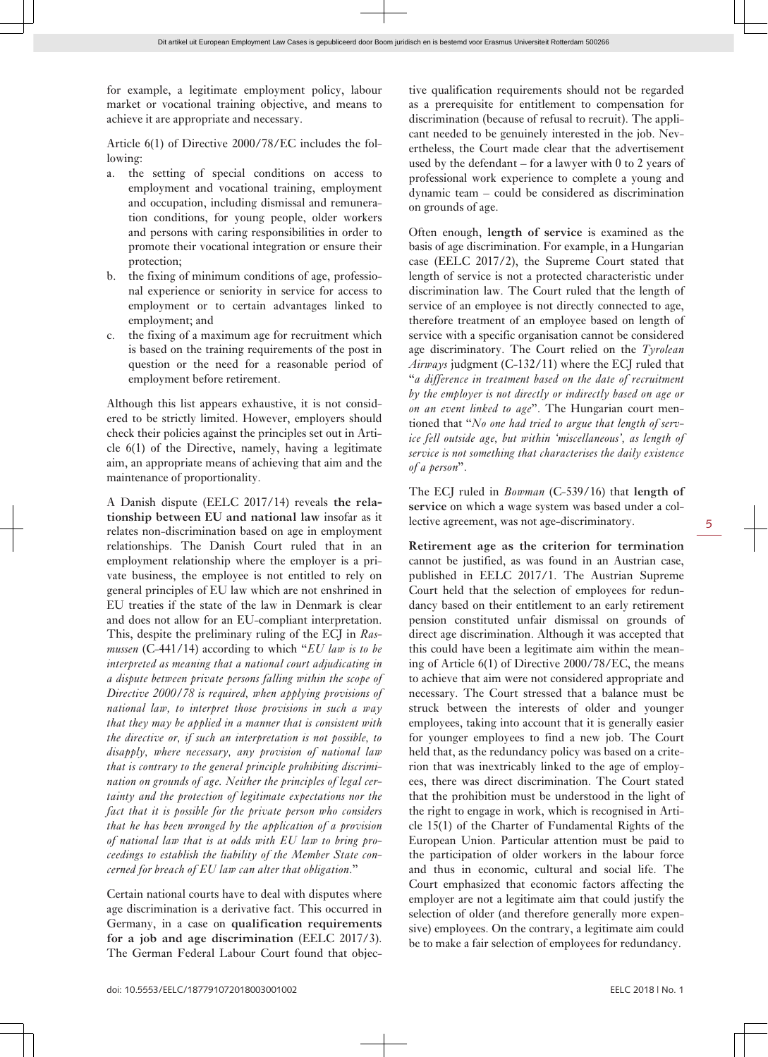for example, a legitimate employment policy, labour market or vocational training objective, and means to achieve it are appropriate and necessary.

Article 6(1) of Directive 2000/78/EC includes the following:

a. the setting of special conditions on access to employment and vocational training, employment and occupation, including dismissal and remuneration conditions, for young people, older workers and persons with caring responsibilities in order to promote their vocational integration or ensure their protection;
b. the fixing of minimum conditions of age, professional experience or seniority in service for access to employment or to certain advantages linked to employment; and
c. the fixing of a maximum age for recruitment which is based on the training requirements of the post in question or the need for a reasonable period of employment before retirement.

Although this list appears exhaustive, it is not considered to be strictly limited. However, employers should check their policies against the principles set out in Article 6(1) of the Directive, namely, having a legitimate aim, an appropriate means of achieving that aim and the maintenance of proportionality.

A Danish dispute (EELC 2017/14) reveals **the relationship between EU and national law** insofar as it relates non-discrimination based on age in employment relationships. The Danish Court ruled that in an employment relationship where the employer is a private business, the employee is not entitled to rely on general principles of EU law which are not enshrined in EU treaties if the state of the law in Denmark is clear and does not allow for an EU-compliant interpretation. This, despite the preliminary ruling of the ECJ in *Rasmussen* (C-441/14) according to which "*EU law is to be interpreted as meaning that a national court adjudicating in a dispute between private persons falling within the scope of Directive 2000/78 is required, when applying provisions of national law, to interpret those provisions in such a way that they may be applied in a manner that is consistent with the directive or, if such an interpretation is not possible, to disapply, where necessary, any provision of national law that is contrary to the general principle prohibiting discrimination on grounds of age. Neither the principles of legal certainty and the protection of legitimate expectations nor the fact that it is possible for the private person who considers that he has been wronged by the application of a provision of national law that is at odds with EU law to bring proceedings to establish the liability of the Member State concerned for breach of EU law can alter that obligation.*"

Certain national courts have to deal with disputes where age discrimination is a derivative fact. This occurred in Germany, in a case on **qualification requirements for a job and age discrimination** (EELC 2017/3). The German Federal Labour Court found that objective qualification requirements should not be regarded as a prerequisite for entitlement to compensation for discrimination (because of refusal to recruit). The applicant needed to be genuinely interested in the job. Nevertheless, the Court made clear that the advertisement used by the defendant – for a lawyer with 0 to 2 years of professional work experience to complete a young and dynamic team – could be considered as discrimination on grounds of age.

Often enough, **length of service** is examined as the basis of age discrimination. For example, in a Hungarian case (EELC 2017/2), the Supreme Court stated that length of service is not a protected characteristic under discrimination law. The Court ruled that the length of service of an employee is not directly connected to age, therefore treatment of an employee based on length of service with a specific organisation cannot be considered age discriminatory. The Court relied on the *Tyrolean Airways* judgment (C-132/11) where the ECJ ruled that "*a difference in treatment based on the date of recruitment by the employer is not directly or indirectly based on age or on an event linked to age*". The Hungarian court mentioned that "*No one had tried to argue that length of service fell outside age, but within 'miscellaneous', as length of service is not something that characterises the daily existence of a person*".

The ECJ ruled in *Bowman* (C-539/16) that **length of service** on which a wage system was based under a collective agreement, was not age-discriminatory.

**Retirement age as the criterion for termination** cannot be justified, as was found in an Austrian case, published in EELC 2017/1. The Austrian Supreme Court held that the selection of employees for redundancy based on their entitlement to an early retirement pension constituted unfair dismissal on grounds of direct age discrimination. Although it was accepted that this could have been a legitimate aim within the meaning of Article 6(1) of Directive 2000/78/EC, the means to achieve that aim were not considered appropriate and necessary. The Court stressed that a balance must be struck between the interests of older and younger employees, taking into account that it is generally easier for younger employees to find a new job. The Court held that, as the redundancy policy was based on a criterion that was inextricably linked to the age of employees, there was direct discrimination. The Court stated that the prohibition must be understood in the light of the right to engage in work, which is recognised in Article 15(1) of the Charter of Fundamental Rights of the European Union. Particular attention must be paid to the participation of older workers in the labour force and thus in economic, cultural and social life. The Court emphasized that economic factors affecting the employer are not a legitimate aim that could justify the selection of older (and therefore generally more expensive) employees. On the contrary, a legitimate aim could be to make a fair selection of employees for redundancy.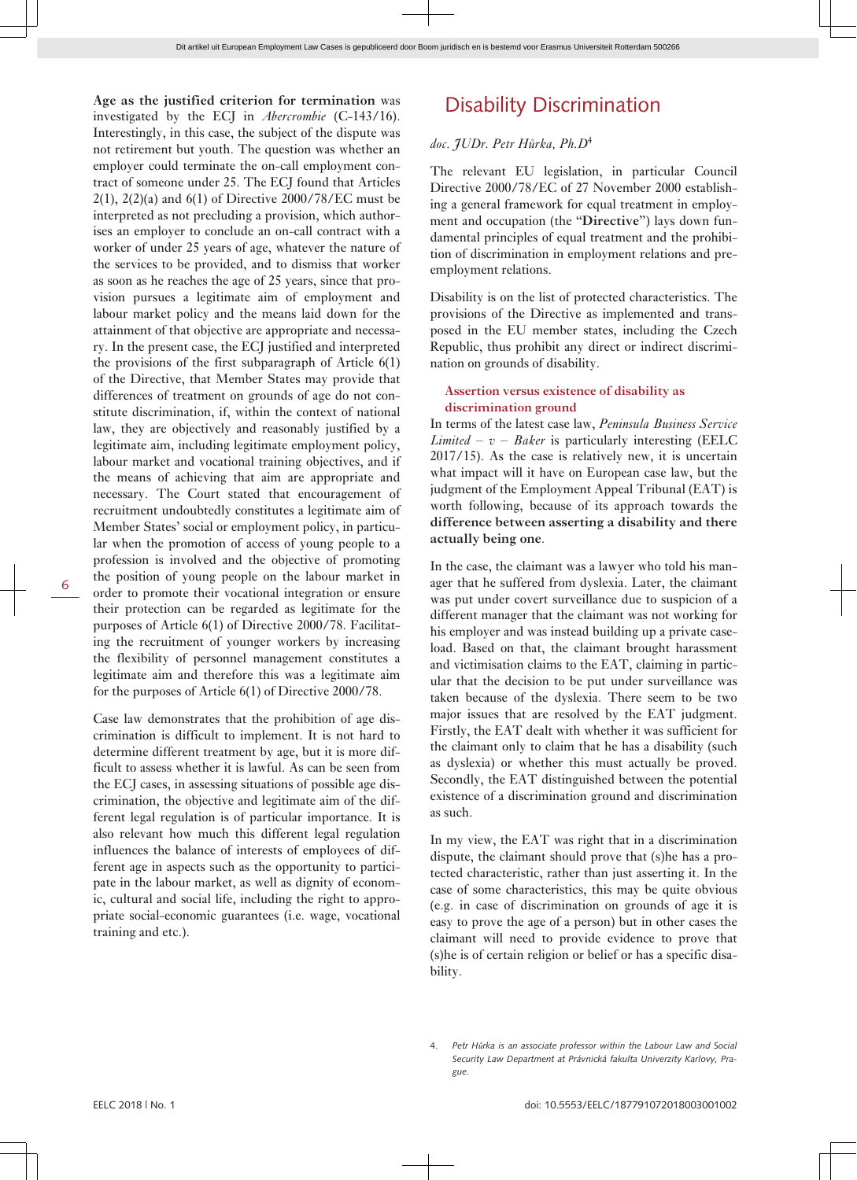**Age as the justified criterion for termination** was investigated by the ECJ in *Abercrombie* (C-143/16). Interestingly, in this case, the subject of the dispute was not retirement but youth. The question was whether an employer could terminate the on-call employment contract of someone under 25. The ECJ found that Articles 2(1), 2(2)(a) and 6(1) of Directive 2000/78/EC must be interpreted as not precluding a provision, which authorises an employer to conclude an on-call contract with a worker of under 25 years of age, whatever the nature of the services to be provided, and to dismiss that worker as soon as he reaches the age of 25 years, since that provision pursues a legitimate aim of employment and labour market policy and the means laid down for the attainment of that objective are appropriate and necessary. In the present case, the ECJ justified and interpreted the provisions of the first subparagraph of Article 6(1) of the Directive, that Member States may provide that differences of treatment on grounds of age do not constitute discrimination, if, within the context of national law, they are objectively and reasonably justified by a legitimate aim, including legitimate employment policy, labour market and vocational training objectives, and if the means of achieving that aim are appropriate and necessary. The Court stated that encouragement of recruitment undoubtedly constitutes a legitimate aim of Member States' social or employment policy, in particular when the promotion of access of young people to a profession is involved and the objective of promoting the position of young people on the labour market in order to promote their vocational integration or ensure their protection can be regarded as legitimate for the purposes of Article 6(1) of Directive 2000/78. Facilitating the recruitment of younger workers by increasing the flexibility of personnel management constitutes a legitimate aim and therefore this was a legitimate aim for the purposes of Article 6(1) of Directive 2000/78.

Case law demonstrates that the prohibition of age discrimination is difficult to implement. It is not hard to determine different treatment by age, but it is more difficult to assess whether it is lawful. As can be seen from the ECJ cases, in assessing situations of possible age discrimination, the objective and legitimate aim of the different legal regulation is of particular importance. It is also relevant how much this different legal regulation influences the balance of interests of employees of different age in aspects such as the opportunity to participate in the labour market, as well as dignity of economic, cultural and social life, including the right to appropriate social-economic guarantees (i.e. wage, vocational training and etc.).

## Disability Discrimination

*doc. JUDr. Petr Hůrka, Ph.D*[4]

The relevant EU legislation, in particular Council Directive 2000/78/EC of 27 November 2000 establishing a general framework for equal treatment in employment and occupation (the "**Directive**") lays down fundamental principles of equal treatment and the prohibition of discrimination in employment relations and pre-employment relations.

Disability is on the list of protected characteristics. The provisions of the Directive as implemented and transposed in the EU member states, including the Czech Republic, thus prohibit any direct or indirect discrimination on grounds of disability.

### Assertion versus existence of disability as discrimination ground

In terms of the latest case law, *Peninsula Business Service Limited – v – Baker* is particularly interesting (EELC 2017/15). As the case is relatively new, it is uncertain what impact will it have on European case law, but the judgment of the Employment Appeal Tribunal (EAT) is worth following, because of its approach towards the **difference between asserting a disability and there actually being one**.

In the case, the claimant was a lawyer who told his manager that he suffered from dyslexia. Later, the claimant was put under covert surveillance due to suspicion of a different manager that the claimant was not working for his employer and was instead building up a private caseload. Based on that, the claimant brought harassment and victimisation claims to the EAT, claiming in particular that the decision to be put under surveillance was taken because of the dyslexia. There seem to be two major issues that are resolved by the EAT judgment. Firstly, the EAT dealt with whether it was sufficient for the claimant only to claim that he has a disability (such as dyslexia) or whether this must actually be proved. Secondly, the EAT distinguished between the potential existence of a discrimination ground and discrimination as such.

In my view, the EAT was right that in a discrimination dispute, the claimant should prove that (s)he has a protected characteristic, rather than just asserting it. In the case of some characteristics, this may be quite obvious (e.g. in case of discrimination on grounds of age it is easy to prove the age of a person) but in other cases the claimant will need to provide evidence to prove that (s)he is of certain religion or belief or has a specific disability.

4. *Petr Hůrka is an associate professor within the Labour Law and Social Security Law Department at Právnická fakulta Univerzity Karlovy, Prague.*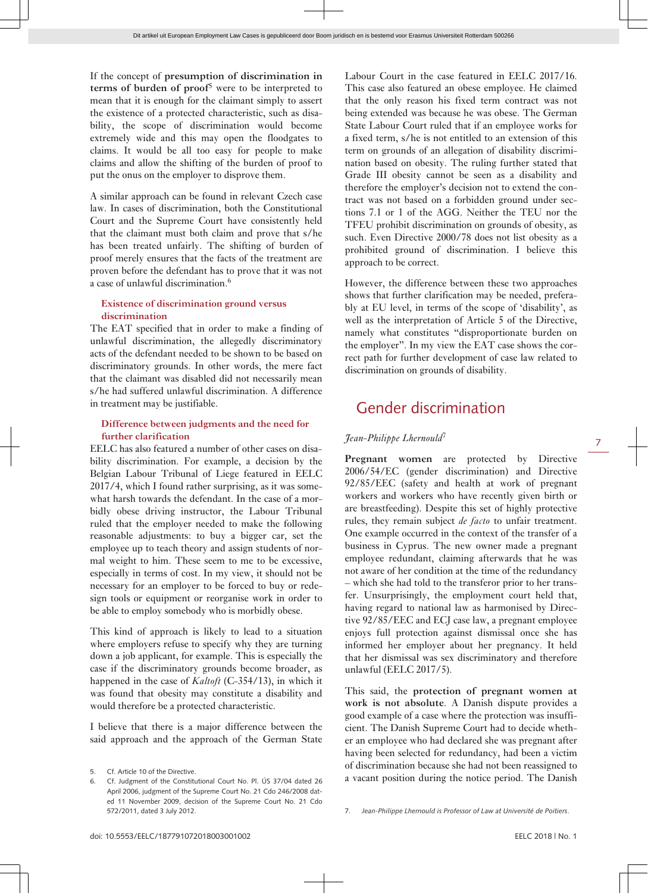If the concept of **presumption of discrimination in terms of burden of proof**[5] were to be interpreted to mean that it is enough for the claimant simply to assert the existence of a protected characteristic, such as disability, the scope of discrimination would become extremely wide and this may open the floodgates to claims. It would be all too easy for people to make claims and allow the shifting of the burden of proof to put the onus on the employer to disprove them.

A similar approach can be found in relevant Czech case law. In cases of discrimination, both the Constitutional Court and the Supreme Court have consistently held that the claimant must both claim and prove that s/he has been treated unfairly. The shifting of burden of proof merely ensures that the facts of the treatment are proven before the defendant has to prove that it was not a case of unlawful discrimination.[6]

### Existence of discrimination ground versus discrimination

The EAT specified that in order to make a finding of unlawful discrimination, the allegedly discriminatory acts of the defendant needed to be shown to be based on discriminatory grounds. In other words, the mere fact that the claimant was disabled did not necessarily mean s/he had suffered unlawful discrimination. A difference in treatment may be justifiable.

### Difference between judgments and the need for further clarification

EELC has also featured a number of other cases on disability discrimination. For example, a decision by the Belgian Labour Tribunal of Liege featured in EELC 2017/4, which I found rather surprising, as it was somewhat harsh towards the defendant. In the case of a morbidly obese driving instructor, the Labour Tribunal ruled that the employer needed to make the following reasonable adjustments: to buy a bigger car, set the employee up to teach theory and assign students of normal weight to him. These seem to me to be excessive, especially in terms of cost. In my view, it should not be necessary for an employer to be forced to buy or redesign tools or equipment or reorganise work in order to be able to employ somebody who is morbidly obese.

This kind of approach is likely to lead to a situation where employers refuse to specify why they are turning down a job applicant, for example. This is especially the case if the discriminatory grounds become broader, as happened in the case of *Kaltoft* (C-354/13), in which it was found that obesity may constitute a disability and would therefore be a protected characteristic.

I believe that there is a major difference between the said approach and the approach of the German State Labour Court in the case featured in EELC 2017/16. This case also featured an obese employee. He claimed that the only reason his fixed term contract was not being extended was because he was obese. The German State Labour Court ruled that if an employee works for a fixed term, s/he is not entitled to an extension of this term on grounds of an allegation of disability discrimination based on obesity. The ruling further stated that Grade III obesity cannot be seen as a disability and therefore the employer's decision not to extend the contract was not based on a forbidden ground under sections 7.1 or 1 of the AGG. Neither the TEU nor the TFEU prohibit discrimination on grounds of obesity, as such. Even Directive 2000/78 does not list obesity as a prohibited ground of discrimination. I believe this approach to be correct.

However, the difference between these two approaches shows that further clarification may be needed, preferably at EU level, in terms of the scope of 'disability', as well as the interpretation of Article 5 of the Directive, namely what constitutes "disproportionate burden on the employer". In my view the EAT case shows the correct path for further development of case law related to discrimination on grounds of disability.

## Gender discrimination

*Jean-Philippe Lhernould*[7]

**Pregnant women** are protected by Directive 2006/54/EC (gender discrimination) and Directive 92/85/EEC (safety and health at work of pregnant workers and workers who have recently given birth or are breastfeeding). Despite this set of highly protective rules, they remain subject *de facto* to unfair treatment. One example occurred in the context of the transfer of a business in Cyprus. The new owner made a pregnant employee redundant, claiming afterwards that he was not aware of her condition at the time of the redundancy – which she had told to the transferor prior to her transfer. Unsurprisingly, the employment court held that, having regard to national law as harmonised by Directive 92/85/EEC and ECJ case law, a pregnant employee enjoys full protection against dismissal once she has informed her employer about her pregnancy. It held that her dismissal was sex discriminatory and therefore unlawful (EELC 2017/5).

This said, the **protection of pregnant women at work is not absolute**. A Danish dispute provides a good example of a case where the protection was insufficient. The Danish Supreme Court had to decide whether an employee who had declared she was pregnant after having been selected for redundancy, had been a victim of discrimination because she had not been reassigned to a vacant position during the notice period. The Danish

5. Cf. Article 10 of the Directive.
6. Cf. Judgment of the Constitutional Court No. Pl. ÚS 37/04 dated 26 April 2006, judgment of the Supreme Court No. 21 Cdo 246/2008 dated 11 November 2009, decision of the Supreme Court No. 21 Cdo 572/2011, dated 3 July 2012.
7. *Jean-Philippe Lhernould is Professor of Law at Université de Poitiers.*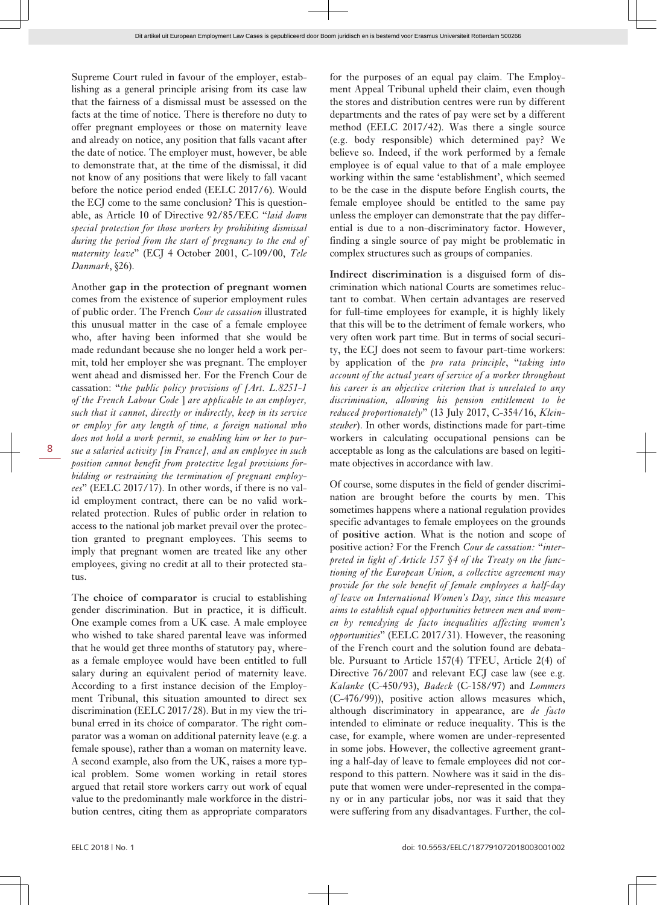Supreme Court ruled in favour of the employer, establishing as a general principle arising from its case law that the fairness of a dismissal must be assessed on the facts at the time of notice. There is therefore no duty to offer pregnant employees or those on maternity leave and already on notice, any position that falls vacant after the date of notice. The employer must, however, be able to demonstrate that, at the time of the dismissal, it did not know of any positions that were likely to fall vacant before the notice period ended (EELC 2017/6). Would the ECJ come to the same conclusion? This is questionable, as Article 10 of Directive 92/85/EEC "*laid down special protection for those workers by prohibiting dismissal during the period from the start of pregnancy to the end of maternity leave*" (ECJ 4 October 2001, C-109/00, *Tele Danmark*, §26).

Another **gap in the protection of pregnant women** comes from the existence of superior employment rules of public order. The French *Cour de cassation* illustrated this unusual matter in the case of a female employee who, after having been informed that she would be made redundant because she no longer held a work permit, told her employer she was pregnant. The employer went ahead and dismissed her. For the French Cour de cassation: "*the public policy provisions of [Art. L.8251-1 of the French Labour Code ] are applicable to an employer, such that it cannot, directly or indirectly, keep in its service or employ for any length of time, a foreign national who does not hold a work permit, so enabling him or her to pursue a salaried activity [in France], and an employee in such position cannot benefit from protective legal provisions forbidding or restraining the termination of pregnant employees*" (EELC 2017/17). In other words, if there is no valid employment contract, there can be no valid work-related protection. Rules of public order in relation to access to the national job market prevail over the protection granted to pregnant employees. This seems to imply that pregnant women are treated like any other employees, giving no credit at all to their protected status.

The **choice of comparator** is crucial to establishing gender discrimination. But in practice, it is difficult. One example comes from a UK case. A male employee who wished to take shared parental leave was informed that he would get three months of statutory pay, whereas a female employee would have been entitled to full salary during an equivalent period of maternity leave. According to a first instance decision of the Employment Tribunal, this situation amounted to direct sex discrimination (EELC 2017/28). But in my view the tribunal erred in its choice of comparator. The right comparator was a woman on additional paternity leave (e.g. a female spouse), rather than a woman on maternity leave. A second example, also from the UK, raises a more typical problem. Some women working in retail stores argued that retail store workers carry out work of equal value to the predominantly male workforce in the distribution centres, citing them as appropriate comparators for the purposes of an equal pay claim. The Employment Appeal Tribunal upheld their claim, even though the stores and distribution centres were run by different departments and the rates of pay were set by a different method (EELC 2017/42). Was there a single source (e.g. body responsible) which determined pay? We believe so. Indeed, if the work performed by a female employee is of equal value to that of a male employee working within the same 'establishment', which seemed to be the case in the dispute before English courts, the female employee should be entitled to the same pay unless the employer can demonstrate that the pay differential is due to a non-discriminatory factor. However, finding a single source of pay might be problematic in complex structures such as groups of companies.

**Indirect discrimination** is a disguised form of discrimination which national Courts are sometimes reluctant to combat. When certain advantages are reserved for full-time employees for example, it is highly likely that this will be to the detriment of female workers, who very often work part time. But in terms of social security, the ECJ does not seem to favour part-time workers: by application of the *pro rata principle*, "*taking into account of the actual years of service of a worker throughout his career is an objective criterion that is unrelated to any discrimination, allowing his pension entitlement to be reduced proportionately*" (13 July 2017, C-354/16, *Kleinsteuber*). In other words, distinctions made for part-time workers in calculating occupational pensions can be acceptable as long as the calculations are based on legitimate objectives in accordance with law.

Of course, some disputes in the field of gender discrimination are brought before the courts by men. This sometimes happens where a national regulation provides specific advantages to female employees on the grounds of **positive action**. What is the notion and scope of positive action? For the French *Cour de cassation:* "*interpreted in light of Article 157 §4 of the Treaty on the functioning of the European Union, a collective agreement may provide for the sole benefit of female employees a half-day of leave on International Women's Day, since this measure aims to establish equal opportunities between men and women by remedying de facto inequalities affecting women's opportunities*" (EELC 2017/31). However, the reasoning of the French court and the solution found are debatable. Pursuant to Article 157(4) TFEU, Article 2(4) of Directive 76/2007 and relevant ECJ case law (see e.g. *Kalanke* (C-450/93), *Badeck* (C-158/97) and *Lommers* (C-476/99)), positive action allows measures which, although discriminatory in appearance, are *de facto* intended to eliminate or reduce inequality. This is the case, for example, where women are under-represented in some jobs. However, the collective agreement granting a half-day of leave to female employees did not correspond to this pattern. Nowhere was it said in the dispute that women were under-represented in the company or in any particular jobs, nor was it said that they were suffering from any disadvantages. Further, the col-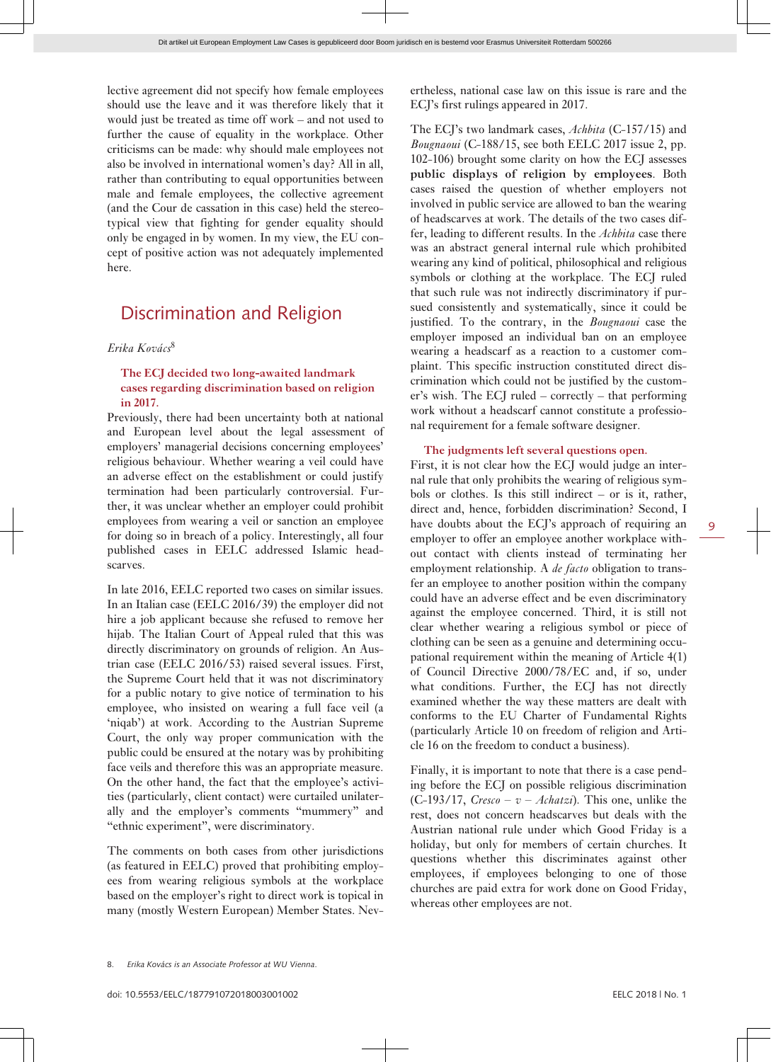lective agreement did not specify how female employees should use the leave and it was therefore likely that it would just be treated as time off work – and not used to further the cause of equality in the workplace. Other criticisms can be made: why should male employees not also be involved in international women's day? All in all, rather than contributing to equal opportunities between male and female employees, the collective agreement (and the Cour de cassation in this case) held the stereotypical view that fighting for gender equality should only be engaged in by women. In my view, the EU concept of positive action was not adequately implemented here.

## Discrimination and Religion

*Erika Kovács*[8]

**The ECJ decided two long-awaited landmark cases regarding discrimination based on religion in 2017.**

Previously, there had been uncertainty both at national and European level about the legal assessment of employers' managerial decisions concerning employees' religious behaviour. Whether wearing a veil could have an adverse effect on the establishment or could justify termination had been particularly controversial. Further, it was unclear whether an employer could prohibit employees from wearing a veil or sanction an employee for doing so in breach of a policy. Interestingly, all four published cases in EELC addressed Islamic headscarves.

In late 2016, EELC reported two cases on similar issues. In an Italian case (EELC 2016/39) the employer did not hire a job applicant because she refused to remove her hijab. The Italian Court of Appeal ruled that this was directly discriminatory on grounds of religion. An Austrian case (EELC 2016/53) raised several issues. First, the Supreme Court held that it was not discriminatory for a public notary to give notice of termination to his employee, who insisted on wearing a full face veil (a 'niqab') at work. According to the Austrian Supreme Court, the only way proper communication with the public could be ensured at the notary was by prohibiting face veils and therefore this was an appropriate measure. On the other hand, the fact that the employee's activities (particularly, client contact) were curtailed unilaterally and the employer's comments "mummery" and "ethnic experiment", were discriminatory.

The comments on both cases from other jurisdictions (as featured in EELC) proved that prohibiting employees from wearing religious symbols at the workplace based on the employer's right to direct work is typical in many (mostly Western European) Member States. Nevertheless, national case law on this issue is rare and the ECJ's first rulings appeared in 2017.

The ECJ's two landmark cases, *Achbita* (C-157/15) and *Bougnaoui* (C-188/15, see both EELC 2017 issue 2, pp. 102-106) brought some clarity on how the ECJ assesses **public displays of religion by employees**. Both cases raised the question of whether employers not involved in public service are allowed to ban the wearing of headscarves at work. The details of the two cases differ, leading to different results. In the *Achbita* case there was an abstract general internal rule which prohibited wearing any kind of political, philosophical and religious symbols or clothing at the workplace. The ECJ ruled that such rule was not indirectly discriminatory if pursued consistently and systematically, since it could be justified. To the contrary, in the *Bougnaoui* case the employer imposed an individual ban on an employee wearing a headscarf as a reaction to a customer complaint. This specific instruction constituted direct discrimination which could not be justified by the customer's wish. The ECJ ruled – correctly – that performing work without a headscarf cannot constitute a professional requirement for a female software designer.

**The judgments left several questions open.**

First, it is not clear how the ECJ would judge an internal rule that only prohibits the wearing of religious symbols or clothes. Is this still indirect – or is it, rather, direct and, hence, forbidden discrimination? Second, I have doubts about the ECJ's approach of requiring an employer to offer an employee another workplace without contact with clients instead of terminating her employment relationship. A *de facto* obligation to transfer an employee to another position within the company could have an adverse effect and be even discriminatory against the employee concerned. Third, it is still not clear whether wearing a religious symbol or piece of clothing can be seen as a genuine and determining occupational requirement within the meaning of Article 4(1) of Council Directive 2000/78/EC and, if so, under what conditions. Further, the ECJ has not directly examined whether the way these matters are dealt with conforms to the EU Charter of Fundamental Rights (particularly Article 10 on freedom of religion and Article 16 on the freedom to conduct a business).

Finally, it is important to note that there is a case pending before the ECJ on possible religious discrimination (C-193/17, *Cresco – v – Achatzi*). This one, unlike the rest, does not concern headscarves but deals with the Austrian national rule under which Good Friday is a holiday, but only for members of certain churches. It questions whether this discriminates against other employees, if employees belonging to one of those churches are paid extra for work done on Good Friday, whereas other employees are not.

8. *Erika Kovács is an Associate Professor at WU Vienna.*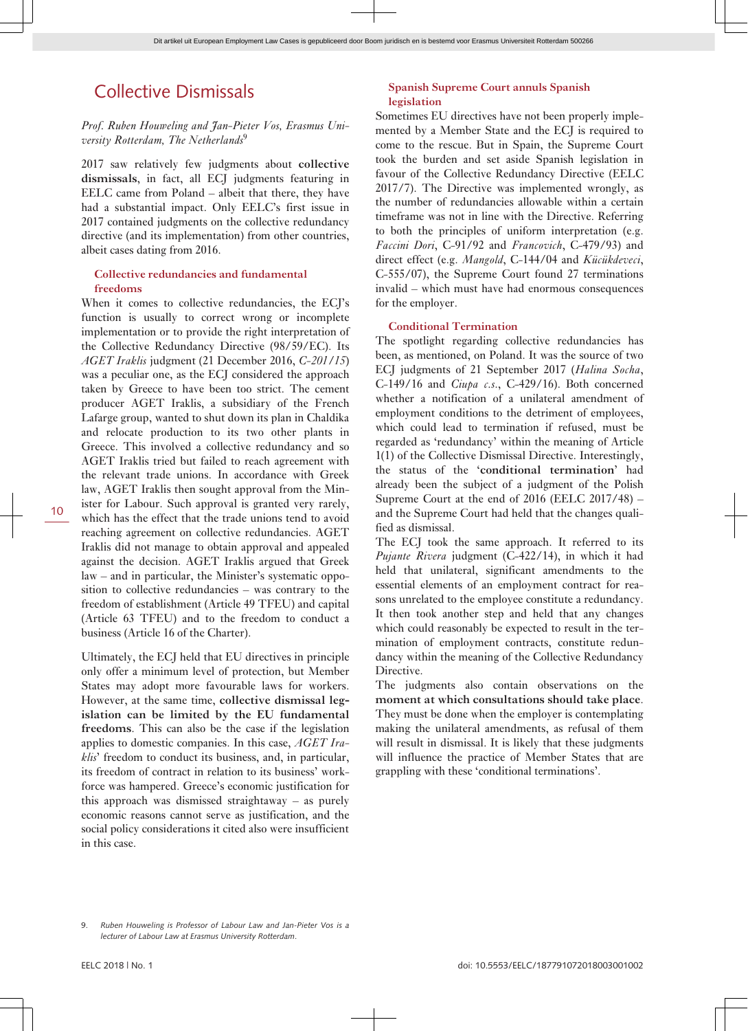# Collective Dismissals

*Prof. Ruben Houweling and Jan-Pieter Vos, Erasmus University Rotterdam, The Netherlands*[9]

2017 saw relatively few judgments about **collective dismissals**, in fact, all ECJ judgments featuring in EELC came from Poland – albeit that there, they have had a substantial impact. Only EELC's first issue in 2017 contained judgments on the collective redundancy directive (and its implementation) from other countries, albeit cases dating from 2016.

### Collective redundancies and fundamental freedoms

When it comes to collective redundancies, the ECJ's function is usually to correct wrong or incomplete implementation or to provide the right interpretation of the Collective Redundancy Directive (98/59/EC). Its *AGET Iraklis* judgment (21 December 2016, *C-201/15*) was a peculiar one, as the ECJ considered the approach taken by Greece to have been too strict. The cement producer AGET Iraklis, a subsidiary of the French Lafarge group, wanted to shut down its plan in Chaldika and relocate production to its two other plants in Greece. This involved a collective redundancy and so AGET Iraklis tried but failed to reach agreement with the relevant trade unions. In accordance with Greek law, AGET Iraklis then sought approval from the Minister for Labour. Such approval is granted very rarely, which has the effect that the trade unions tend to avoid reaching agreement on collective redundancies. AGET Iraklis did not manage to obtain approval and appealed against the decision. AGET Iraklis argued that Greek law – and in particular, the Minister's systematic opposition to collective redundancies – was contrary to the freedom of establishment (Article 49 TFEU) and capital (Article 63 TFEU) and to the freedom to conduct a business (Article 16 of the Charter).

Ultimately, the ECJ held that EU directives in principle only offer a minimum level of protection, but Member States may adopt more favourable laws for workers. However, at the same time, **collective dismissal legislation can be limited by the EU fundamental freedoms**. This can also be the case if the legislation applies to domestic companies. In this case, *AGET Iraklis*' freedom to conduct its business, and, in particular, its freedom of contract in relation to its business' workforce was hampered. Greece's economic justification for this approach was dismissed straightaway – as purely economic reasons cannot serve as justification, and the social policy considerations it cited also were insufficient in this case.

### Spanish Supreme Court annuls Spanish legislation

Sometimes EU directives have not been properly implemented by a Member State and the ECJ is required to come to the rescue. But in Spain, the Supreme Court took the burden and set aside Spanish legislation in favour of the Collective Redundancy Directive (EELC 2017/7). The Directive was implemented wrongly, as the number of redundancies allowable within a certain timeframe was not in line with the Directive. Referring to both the principles of uniform interpretation (e.g. *Faccini Dori*, C-91/92 and *Francovich*, C-479/93) and direct effect (e.g. *Mangold*, C-144/04 and *Kücükdeveci*, C-555/07), the Supreme Court found 27 terminations invalid – which must have had enormous consequences for the employer.

### Conditional Termination

The spotlight regarding collective redundancies has been, as mentioned, on Poland. It was the source of two ECJ judgments of 21 September 2017 (*Halina Socha*, C-149/16 and *Ciupa c.s.*, C-429/16). Both concerned whether a notification of a unilateral amendment of employment conditions to the detriment of employees, which could lead to termination if refused, must be regarded as 'redundancy' within the meaning of Article 1(1) of the Collective Dismissal Directive. Interestingly, the status of the '**conditional termination**' had already been the subject of a judgment of the Polish Supreme Court at the end of 2016 (EELC 2017/48) – and the Supreme Court had held that the changes qualified as dismissal.

The ECJ took the same approach. It referred to its *Pujante Rivera* judgment (C-422/14), in which it had held that unilateral, significant amendments to the essential elements of an employment contract for reasons unrelated to the employee constitute a redundancy. It then took another step and held that any changes which could reasonably be expected to result in the termination of employment contracts, constitute redundancy within the meaning of the Collective Redundancy Directive.

The judgments also contain observations on the **moment at which consultations should take place**. They must be done when the employer is contemplating making the unilateral amendments, as refusal of them will result in dismissal. It is likely that these judgments will influence the practice of Member States that are grappling with these 'conditional terminations'.

---

9. *Ruben Houweling is Professor of Labour Law and Jan-Pieter Vos is a lecturer of Labour Law at Erasmus University Rotterdam.*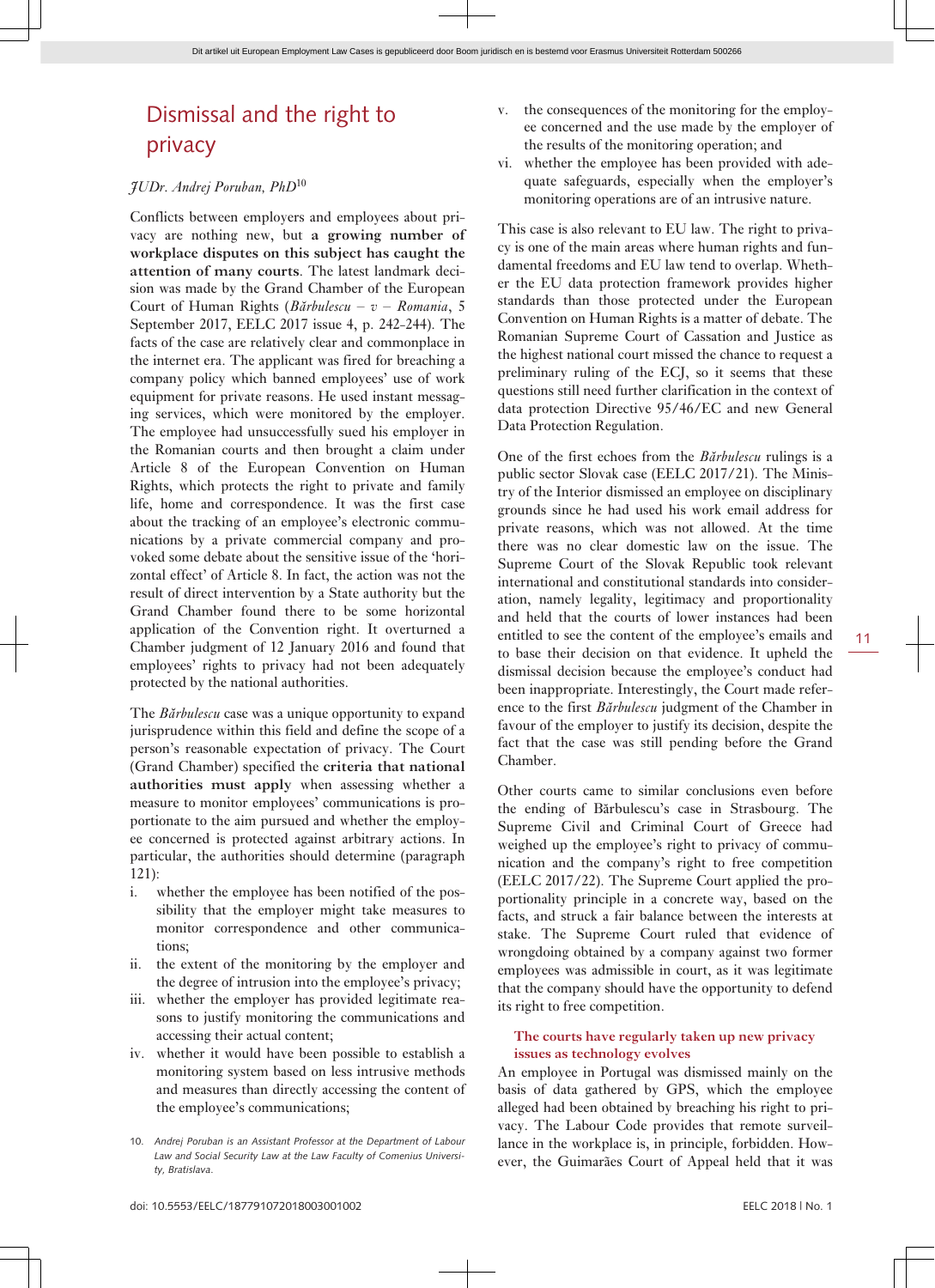# Dismissal and the right to privacy

*JUDr. Andrej Poruban, PhD*[10]

Conflicts between employers and employees about privacy are nothing new, but **a growing number of workplace disputes on this subject has caught the attention of many courts**. The latest landmark decision was made by the Grand Chamber of the European Court of Human Rights (*Bărbulescu – v – Romania*, 5 September 2017, EELC 2017 issue 4, p. 242-244). The facts of the case are relatively clear and commonplace in the internet era. The applicant was fired for breaching a company policy which banned employees' use of work equipment for private reasons. He used instant messaging services, which were monitored by the employer. The employee had unsuccessfully sued his employer in the Romanian courts and then brought a claim under Article 8 of the European Convention on Human Rights, which protects the right to private and family life, home and correspondence. It was the first case about the tracking of an employee's electronic communications by a private commercial company and provoked some debate about the sensitive issue of the 'horizontal effect' of Article 8. In fact, the action was not the result of direct intervention by a State authority but the Grand Chamber found there to be some horizontal application of the Convention right. It overturned a Chamber judgment of 12 January 2016 and found that employees' rights to privacy had not been adequately protected by the national authorities.

The *Bărbulescu* case was a unique opportunity to expand jurisprudence within this field and define the scope of a person's reasonable expectation of privacy. The Court (Grand Chamber) specified the **criteria that national authorities must apply** when assessing whether a measure to monitor employees' communications is proportionate to the aim pursued and whether the employee concerned is protected against arbitrary actions. In particular, the authorities should determine (paragraph 121):

i. whether the employee has been notified of the possibility that the employer might take measures to monitor correspondence and other communications;
ii. the extent of the monitoring by the employer and the degree of intrusion into the employee's privacy;
iii. whether the employer has provided legitimate reasons to justify monitoring the communications and accessing their actual content;
iv. whether it would have been possible to establish a monitoring system based on less intrusive methods and measures than directly accessing the content of the employee's communications;
v. the consequences of the monitoring for the employee concerned and the use made by the employer of the results of the monitoring operation; and
vi. whether the employee has been provided with adequate safeguards, especially when the employer's monitoring operations are of an intrusive nature.

This case is also relevant to EU law. The right to privacy is one of the main areas where human rights and fundamental freedoms and EU law tend to overlap. Whether the EU data protection framework provides higher standards than those protected under the European Convention on Human Rights is a matter of debate. The Romanian Supreme Court of Cassation and Justice as the highest national court missed the chance to request a preliminary ruling of the ECJ, so it seems that these questions still need further clarification in the context of data protection Directive 95/46/EC and new General Data Protection Regulation.

One of the first echoes from the *Bărbulescu* rulings is a public sector Slovak case (EELC 2017/21). The Ministry of the Interior dismissed an employee on disciplinary grounds since he had used his work email address for private reasons, which was not allowed. At the time there was no clear domestic law on the issue. The Supreme Court of the Slovak Republic took relevant international and constitutional standards into consideration, namely legality, legitimacy and proportionality and held that the courts of lower instances had been entitled to see the content of the employee's emails and to base their decision on that evidence. It upheld the dismissal decision because the employee's conduct had been inappropriate. Interestingly, the Court made reference to the first *Bărbulescu* judgment of the Chamber in favour of the employer to justify its decision, despite the fact that the case was still pending before the Grand Chamber.

Other courts came to similar conclusions even before the ending of Bărbulescu's case in Strasbourg. The Supreme Civil and Criminal Court of Greece had weighed up the employee's right to privacy of communication and the company's right to free competition (EELC 2017/22). The Supreme Court applied the proportionality principle in a concrete way, based on the facts, and struck a fair balance between the interests at stake. The Supreme Court ruled that evidence of wrongdoing obtained by a company against two former employees was admissible in court, as it was legitimate that the company should have the opportunity to defend its right to free competition.

### The courts have regularly taken up new privacy issues as technology evolves

An employee in Portugal was dismissed mainly on the basis of data gathered by GPS, which the employee alleged had been obtained by breaching his right to privacy. The Labour Code provides that remote surveillance in the workplace is, in principle, forbidden. However, the Guimarães Court of Appeal held that it was

10. *Andrej Poruban is an Assistant Professor at the Department of Labour Law and Social Security Law at the Law Faculty of Comenius University, Bratislava.*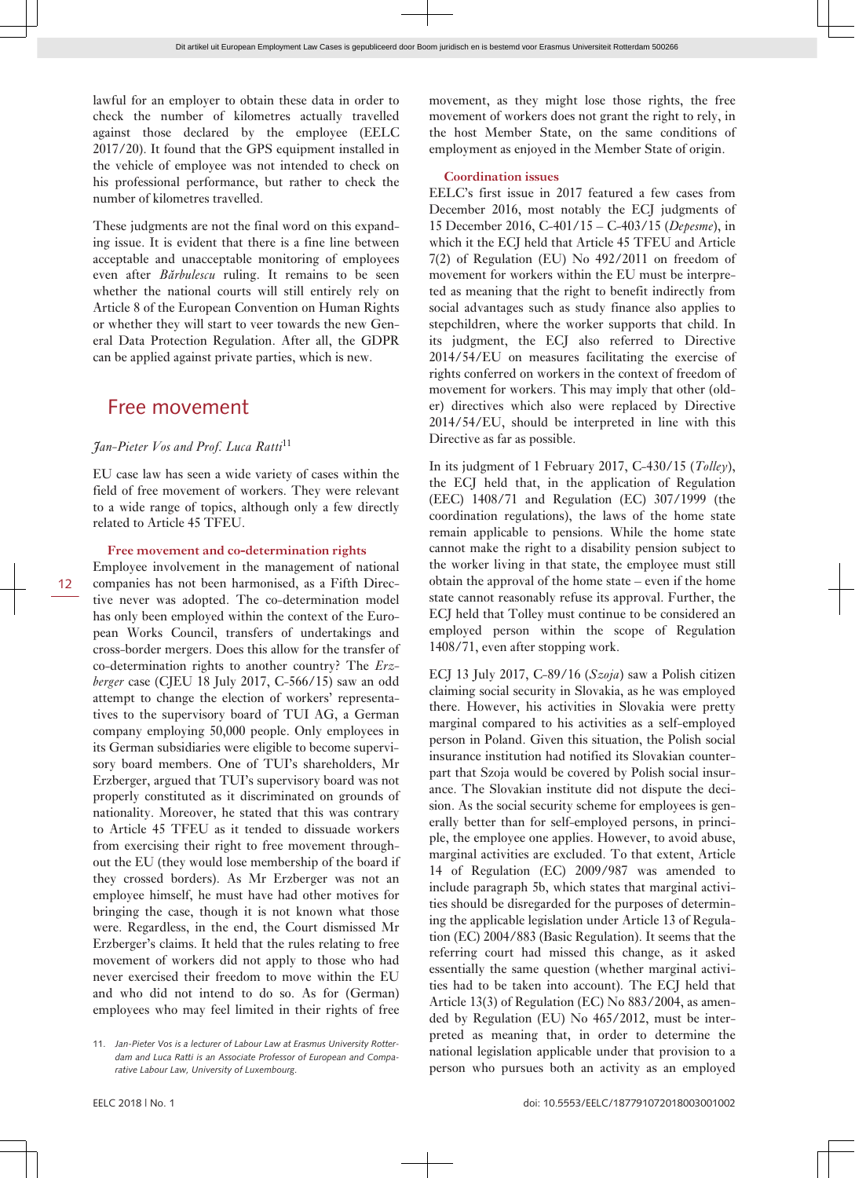lawful for an employer to obtain these data in order to check the number of kilometres actually travelled against those declared by the employee (EELC 2017/20). It found that the GPS equipment installed in the vehicle of employee was not intended to check on his professional performance, but rather to check the number of kilometres travelled.

These judgments are not the final word on this expanding issue. It is evident that there is a fine line between acceptable and unacceptable monitoring of employees even after *Bărbulescu* ruling. It remains to be seen whether the national courts will still entirely rely on Article 8 of the European Convention on Human Rights or whether they will start to veer towards the new General Data Protection Regulation. After all, the GDPR can be applied against private parties, which is new.

## Free movement

*Jan-Pieter Vos and Prof. Luca Ratti*[11]

EU case law has seen a wide variety of cases within the field of free movement of workers. They were relevant to a wide range of topics, although only a few directly related to Article 45 TFEU.

### Free movement and co-determination rights

Employee involvement in the management of national companies has not been harmonised, as a Fifth Directive never was adopted. The co-determination model has only been employed within the context of the European Works Council, transfers of undertakings and cross-border mergers. Does this allow for the transfer of co-determination rights to another country? The *Erzberger* case (CJEU 18 July 2017, C-566/15) saw an odd attempt to change the election of workers' representatives to the supervisory board of TUI AG, a German company employing 50,000 people. Only employees in its German subsidiaries were eligible to become supervisory board members. One of TUI's shareholders, Mr Erzberger, argued that TUI's supervisory board was not properly constituted as it discriminated on grounds of nationality. Moreover, he stated that this was contrary to Article 45 TFEU as it tended to dissuade workers from exercising their right to free movement throughout the EU (they would lose membership of the board if they crossed borders). As Mr Erzberger was not an employee himself, he must have had other motives for bringing the case, though it is not known what those were. Regardless, in the end, the Court dismissed Mr Erzberger's claims. It held that the rules relating to free movement of workers did not apply to those who had never exercised their freedom to move within the EU and who did not intend to do so. As for (German) employees who may feel limited in their rights of free movement, as they might lose those rights, the free movement of workers does not grant the right to rely, in the host Member State, on the same conditions of employment as enjoyed in the Member State of origin.

### Coordination issues

EELC's first issue in 2017 featured a few cases from December 2016, most notably the ECJ judgments of 15 December 2016, C-401/15 – C-403/15 (*Depesme*), in which it the ECJ held that Article 45 TFEU and Article 7(2) of Regulation (EU) No 492/2011 on freedom of movement for workers within the EU must be interpreted as meaning that the right to benefit indirectly from social advantages such as study finance also applies to stepchildren, where the worker supports that child. In its judgment, the ECJ also referred to Directive 2014/54/EU on measures facilitating the exercise of rights conferred on workers in the context of freedom of movement for workers. This may imply that other (older) directives which also were replaced by Directive 2014/54/EU, should be interpreted in line with this Directive as far as possible.

In its judgment of 1 February 2017, C-430/15 (*Tolley*), the ECJ held that, in the application of Regulation (EEC) 1408/71 and Regulation (EC) 307/1999 (the coordination regulations), the laws of the home state remain applicable to pensions. While the home state cannot make the right to a disability pension subject to the worker living in that state, the employee must still obtain the approval of the home state – even if the home state cannot reasonably refuse its approval. Further, the ECJ held that Tolley must continue to be considered an employed person within the scope of Regulation 1408/71, even after stopping work.

ECJ 13 July 2017, C-89/16 (*Szoja*) saw a Polish citizen claiming social security in Slovakia, as he was employed there. However, his activities in Slovakia were pretty marginal compared to his activities as a self-employed person in Poland. Given this situation, the Polish social insurance institution had notified its Slovakian counterpart that Szoja would be covered by Polish social insurance. The Slovakian institute did not dispute the decision. As the social security scheme for employees is generally better than for self-employed persons, in principle, the employee one applies. However, to avoid abuse, marginal activities are excluded. To that extent, Article 14 of Regulation (EC) 2009/987 was amended to include paragraph 5b, which states that marginal activities should be disregarded for the purposes of determining the applicable legislation under Article 13 of Regulation (EC) 2004/883 (Basic Regulation). It seems that the referring court had missed this change, as it asked essentially the same question (whether marginal activities had to be taken into account). The ECJ held that Article 13(3) of Regulation (EC) No 883/2004, as amended by Regulation (EU) No 465/2012, must be interpreted as meaning that, in order to determine the national legislation applicable under that provision to a person who pursues both an activity as an employed

---

11. *Jan-Pieter Vos is a lecturer of Labour Law at Erasmus University Rotterdam and Luca Ratti is an Associate Professor of European and Comparative Labour Law, University of Luxembourg.*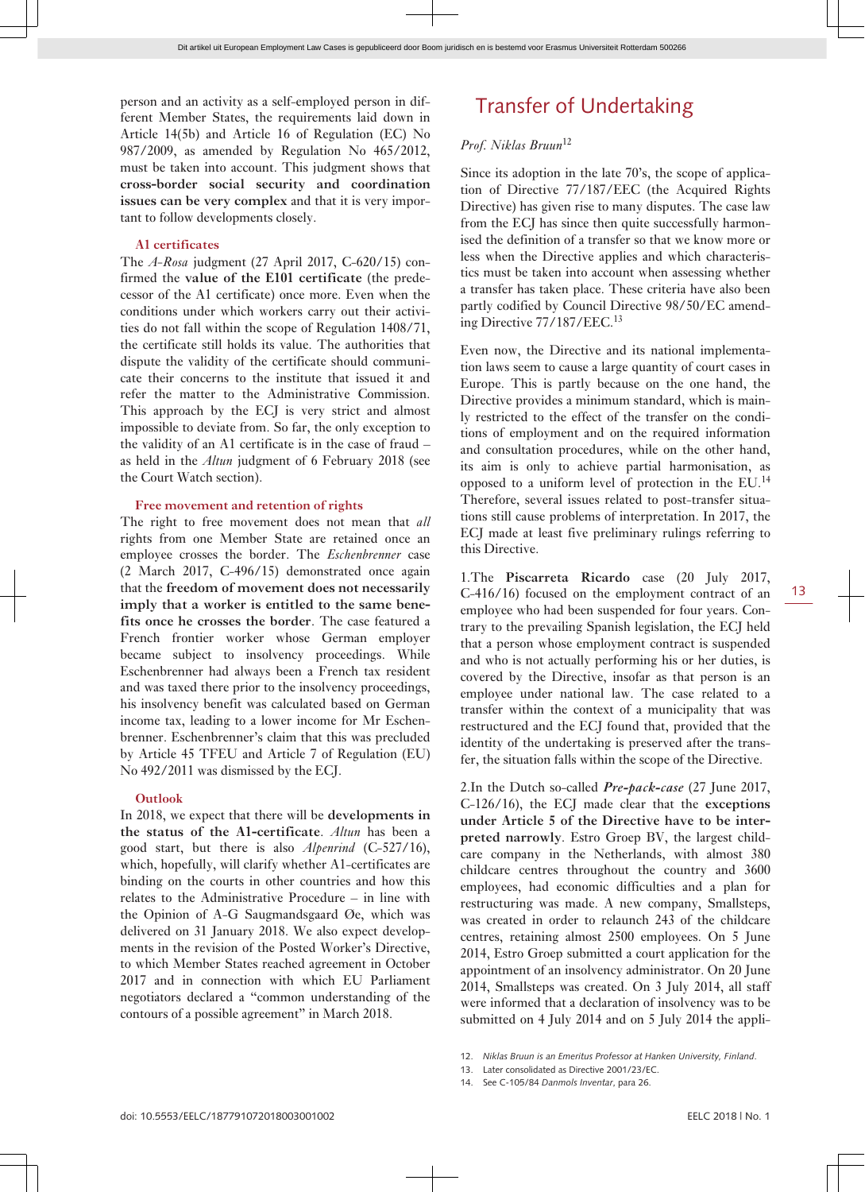person and an activity as a self-employed person in different Member States, the requirements laid down in Article 14(5b) and Article 16 of Regulation (EC) No 987/2009, as amended by Regulation No 465/2012, must be taken into account. This judgment shows that **cross-border social security and coordination issues can be very complex** and that it is very important to follow developments closely.

### A1 certificates

The *A-Rosa* judgment (27 April 2017, C-620/15) confirmed the **value of the E101 certificate** (the predecessor of the A1 certificate) once more. Even when the conditions under which workers carry out their activities do not fall within the scope of Regulation 1408/71, the certificate still holds its value. The authorities that dispute the validity of the certificate should communicate their concerns to the institute that issued it and refer the matter to the Administrative Commission. This approach by the ECJ is very strict and almost impossible to deviate from. So far, the only exception to the validity of an A1 certificate is in the case of fraud – as held in the *Altun* judgment of 6 February 2018 (see the Court Watch section).

### Free movement and retention of rights

The right to free movement does not mean that *all* rights from one Member State are retained once an employee crosses the border. The *Eschenbrenner* case (2 March 2017, C-496/15) demonstrated once again that the **freedom of movement does not necessarily imply that a worker is entitled to the same benefits once he crosses the border**. The case featured a French frontier worker whose German employer became subject to insolvency proceedings. While Eschenbrenner had always been a French tax resident and was taxed there prior to the insolvency proceedings, his insolvency benefit was calculated based on German income tax, leading to a lower income for Mr Eschenbrenner. Eschenbrenner's claim that this was precluded by Article 45 TFEU and Article 7 of Regulation (EU) No 492/2011 was dismissed by the ECJ.

### Outlook

In 2018, we expect that there will be **developments in the status of the A1-certificate**. *Altun* has been a good start, but there is also *Alpenrind* (C-527/16), which, hopefully, will clarify whether A1-certificates are binding on the courts in other countries and how this relates to the Administrative Procedure – in line with the Opinion of A-G Saugmandsgaard Øe, which was delivered on 31 January 2018. We also expect developments in the revision of the Posted Worker's Directive, to which Member States reached agreement in October 2017 and in connection with which EU Parliament negotiators declared a "common understanding of the contours of a possible agreement" in March 2018.

# Transfer of Undertaking

*Prof. Niklas Bruun*[12]

Since its adoption in the late 70's, the scope of application of Directive 77/187/EEC (the Acquired Rights Directive) has given rise to many disputes. The case law from the ECJ has since then quite successfully harmonised the definition of a transfer so that we know more or less when the Directive applies and which characteristics must be taken into account when assessing whether a transfer has taken place. These criteria have also been partly codified by Council Directive 98/50/EC amending Directive 77/187/EEC.[13]

Even now, the Directive and its national implementation laws seem to cause a large quantity of court cases in Europe. This is partly because on the one hand, the Directive provides a minimum standard, which is mainly restricted to the effect of the transfer on the conditions of employment and on the required information and consultation procedures, while on the other hand, its aim is only to achieve partial harmonisation, as opposed to a uniform level of protection in the EU.[14] Therefore, several issues related to post-transfer situations still cause problems of interpretation. In 2017, the ECJ made at least five preliminary rulings referring to this Directive.

1. The **Piscarreta Ricardo** case (20 July 2017, C-416/16) focused on the employment contract of an employee who had been suspended for four years. Contrary to the prevailing Spanish legislation, the ECJ held that a person whose employment contract is suspended and who is not actually performing his or her duties, is covered by the Directive, insofar as that person is an employee under national law. The case related to a transfer within the context of a municipality that was restructured and the ECJ found that, provided that the identity of the undertaking is preserved after the transfer, the situation falls within the scope of the Directive.

2. In the Dutch so-called ***Pre-pack-case*** (27 June 2017, C-126/16), the ECJ made clear that the **exceptions under Article 5 of the Directive have to be interpreted narrowly**. Estro Groep BV, the largest childcare company in the Netherlands, with almost 380 childcare centres throughout the country and 3600 employees, had economic difficulties and a plan for restructuring was made. A new company, Smallsteps, was created in order to relaunch 243 of the childcare centres, retaining almost 2500 employees. On 5 June 2014, Estro Groep submitted a court application for the appointment of an insolvency administrator. On 20 June 2014, Smallsteps was created. On 3 July 2014, all staff were informed that a declaration of insolvency was to be submitted on 4 July 2014 and on 5 July 2014 the appli-

12. *Niklas Bruun is an Emeritus Professor at Hanken University, Finland.*
13. Later consolidated as Directive 2001/23/EC.
14. See C-105/84 *Danmols Inventar*, para 26.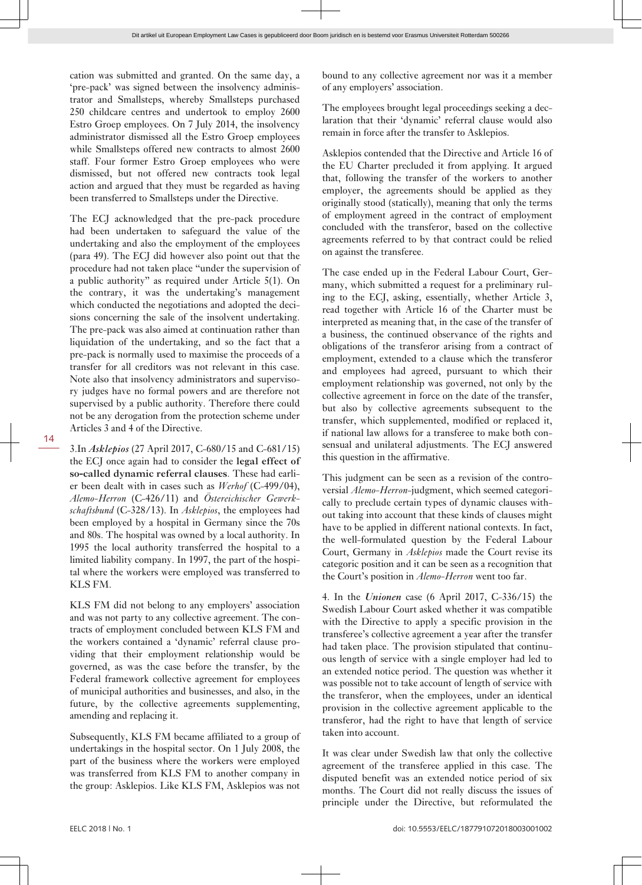cation was submitted and granted. On the same day, a 'pre-pack' was signed between the insolvency administrator and Smallsteps, whereby Smallsteps purchased 250 childcare centres and undertook to employ 2600 Estro Groep employees. On 7 July 2014, the insolvency administrator dismissed all the Estro Groep employees while Smallsteps offered new contracts to almost 2600 staff. Four former Estro Groep employees who were dismissed, but not offered new contracts took legal action and argued that they must be regarded as having been transferred to Smallsteps under the Directive.

The ECJ acknowledged that the pre-pack procedure had been undertaken to safeguard the value of the undertaking and also the employment of the employees (para 49). The ECJ did however also point out that the procedure had not taken place "under the supervision of a public authority" as required under Article 5(1). On the contrary, it was the undertaking's management which conducted the negotiations and adopted the decisions concerning the sale of the insolvent undertaking. The pre-pack was also aimed at continuation rather than liquidation of the undertaking, and so the fact that a pre-pack is normally used to maximise the proceeds of a transfer for all creditors was not relevant in this case. Note also that insolvency administrators and supervisory judges have no formal powers and are therefore not supervised by a public authority. Therefore there could not be any derogation from the protection scheme under Articles 3 and 4 of the Directive.

3.In ***Asklepios*** (27 April 2017, C-680/15 and C-681/15) the ECJ once again had to consider the **legal effect of so-called dynamic referral clauses**. These had earlier been dealt with in cases such as *Werhof* (C-499/04), *Alemo-Herron* (C-426/11) and *Österreichischer Gewerkschaftsbund* (C-328/13). In *Asklepios*, the employees had been employed by a hospital in Germany since the 70s and 80s. The hospital was owned by a local authority. In 1995 the local authority transferred the hospital to a limited liability company. In 1997, the part of the hospital where the workers were employed was transferred to KLS FM.

KLS FM did not belong to any employers' association and was not party to any collective agreement. The contracts of employment concluded between KLS FM and the workers contained a 'dynamic' referral clause providing that their employment relationship would be governed, as was the case before the transfer, by the Federal framework collective agreement for employees of municipal authorities and businesses, and also, in the future, by the collective agreements supplementing, amending and replacing it.

Subsequently, KLS FM became affiliated to a group of undertakings in the hospital sector. On 1 July 2008, the part of the business where the workers were employed was transferred from KLS FM to another company in the group: Asklepios. Like KLS FM, Asklepios was not bound to any collective agreement nor was it a member of any employers' association.

The employees brought legal proceedings seeking a declaration that their 'dynamic' referral clause would also remain in force after the transfer to Asklepios.

Asklepios contended that the Directive and Article 16 of the EU Charter precluded it from applying. It argued that, following the transfer of the workers to another employer, the agreements should be applied as they originally stood (statically), meaning that only the terms of employment agreed in the contract of employment concluded with the transferor, based on the collective agreements referred to by that contract could be relied on against the transferee.

The case ended up in the Federal Labour Court, Germany, which submitted a request for a preliminary ruling to the ECJ, asking, essentially, whether Article 3, read together with Article 16 of the Charter must be interpreted as meaning that, in the case of the transfer of a business, the continued observance of the rights and obligations of the transferor arising from a contract of employment, extended to a clause which the transferor and employees had agreed, pursuant to which their employment relationship was governed, not only by the collective agreement in force on the date of the transfer, but also by collective agreements subsequent to the transfer, which supplemented, modified or replaced it, if national law allows for a transferee to make both consensual and unilateral adjustments. The ECJ answered this question in the affirmative.

This judgment can be seen as a revision of the controversial *Alemo-Herron*-judgment, which seemed categorically to preclude certain types of dynamic clauses without taking into account that these kinds of clauses might have to be applied in different national contexts. In fact, the well-formulated question by the Federal Labour Court, Germany in *Asklepios* made the Court revise its categoric position and it can be seen as a recognition that the Court's position in *Alemo-Herron* went too far.

4. In the ***Unionen*** case (6 April 2017, C-336/15) the Swedish Labour Court asked whether it was compatible with the Directive to apply a specific provision in the transferee's collective agreement a year after the transfer had taken place. The provision stipulated that continuous length of service with a single employer had led to an extended notice period. The question was whether it was possible not to take account of length of service with the transferor, when the employees, under an identical provision in the collective agreement applicable to the transferor, had the right to have that length of service taken into account.

It was clear under Swedish law that only the collective agreement of the transferee applied in this case. The disputed benefit was an extended notice period of six months. The Court did not really discuss the issues of principle under the Directive, but reformulated the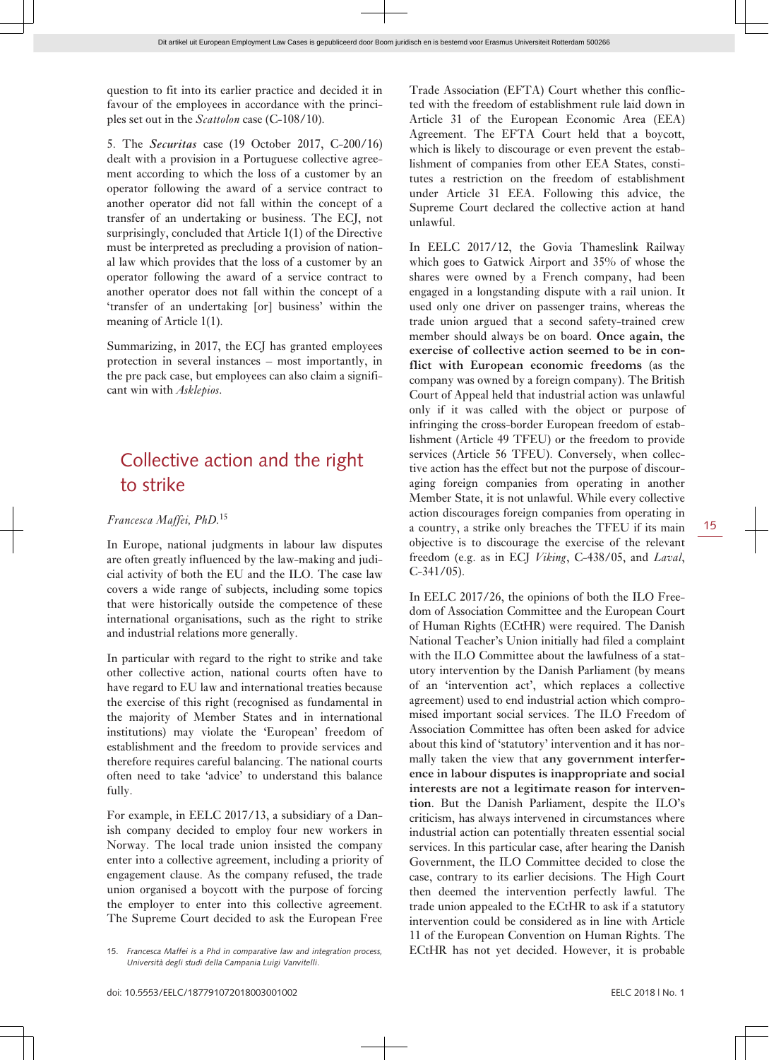question to fit into its earlier practice and decided it in favour of the employees in accordance with the principles set out in the *Scattolon* case (C-108/10).

5. The ***Securitas*** case (19 October 2017, C-200/16) dealt with a provision in a Portuguese collective agreement according to which the loss of a customer by an operator following the award of a service contract to another operator did not fall within the concept of a transfer of an undertaking or business. The ECJ, not surprisingly, concluded that Article 1(1) of the Directive must be interpreted as precluding a provision of national law which provides that the loss of a customer by an operator following the award of a service contract to another operator does not fall within the concept of a 'transfer of an undertaking [or] business' within the meaning of Article 1(1).

Summarizing, in 2017, the ECJ has granted employees protection in several instances – most importantly, in the pre pack case, but employees can also claim a significant win with *Asklepios*.

## Collective action and the right to strike

*Francesca Maffei, PhD.*[15]

In Europe, national judgments in labour law disputes are often greatly influenced by the law-making and judicial activity of both the EU and the ILO. The case law covers a wide range of subjects, including some topics that were historically outside the competence of these international organisations, such as the right to strike and industrial relations more generally.

In particular with regard to the right to strike and take other collective action, national courts often have to have regard to EU law and international treaties because the exercise of this right (recognised as fundamental in the majority of Member States and in international institutions) may violate the 'European' freedom of establishment and the freedom to provide services and therefore requires careful balancing. The national courts often need to take 'advice' to understand this balance fully.

For example, in EELC 2017/13, a subsidiary of a Danish company decided to employ four new workers in Norway. The local trade union insisted the company enter into a collective agreement, including a priority of engagement clause. As the company refused, the trade union organised a boycott with the purpose of forcing the employer to enter into this collective agreement. The Supreme Court decided to ask the European Free Trade Association (EFTA) Court whether this conflicted with the freedom of establishment rule laid down in Article 31 of the European Economic Area (EEA) Agreement. The EFTA Court held that a boycott, which is likely to discourage or even prevent the establishment of companies from other EEA States, constitutes a restriction on the freedom of establishment under Article 31 EEA. Following this advice, the Supreme Court declared the collective action at hand unlawful.

In EELC 2017/12, the Govia Thameslink Railway which goes to Gatwick Airport and 35% of whose the shares were owned by a French company, had been engaged in a longstanding dispute with a rail union. It used only one driver on passenger trains, whereas the trade union argued that a second safety-trained crew member should always be on board. **Once again, the exercise of collective action seemed to be in conflict with European economic freedoms** (as the company was owned by a foreign company). The British Court of Appeal held that industrial action was unlawful only if it was called with the object or purpose of infringing the cross-border European freedom of establishment (Article 49 TFEU) or the freedom to provide services (Article 56 TFEU). Conversely, when collective action has the effect but not the purpose of discouraging foreign companies from operating in another Member State, it is not unlawful. While every collective action discourages foreign companies from operating in a country, a strike only breaches the TFEU if its main objective is to discourage the exercise of the relevant freedom (e.g. as in ECJ *Viking*, C-438/05, and *Laval*, C-341/05).

In EELC 2017/26, the opinions of both the ILO Freedom of Association Committee and the European Court of Human Rights (ECtHR) were required. The Danish National Teacher's Union initially had filed a complaint with the ILO Committee about the lawfulness of a statutory intervention by the Danish Parliament (by means of an 'intervention act', which replaces a collective agreement) used to end industrial action which compromised important social services. The ILO Freedom of Association Committee has often been asked for advice about this kind of 'statutory' intervention and it has normally taken the view that **any government interference in labour disputes is inappropriate and social interests are not a legitimate reason for intervention**. But the Danish Parliament, despite the ILO's criticism, has always intervened in circumstances where industrial action can potentially threaten essential social services. In this particular case, after hearing the Danish Government, the ILO Committee decided to close the case, contrary to its earlier decisions. The High Court then deemed the intervention perfectly lawful. The trade union appealed to the ECtHR to ask if a statutory intervention could be considered as in line with Article 11 of the European Convention on Human Rights. The ECtHR has not yet decided. However, it is probable

15. *Francesca Maffei is a Phd in comparative law and integration process, Università degli studi della Campania Luigi Vanvitelli.*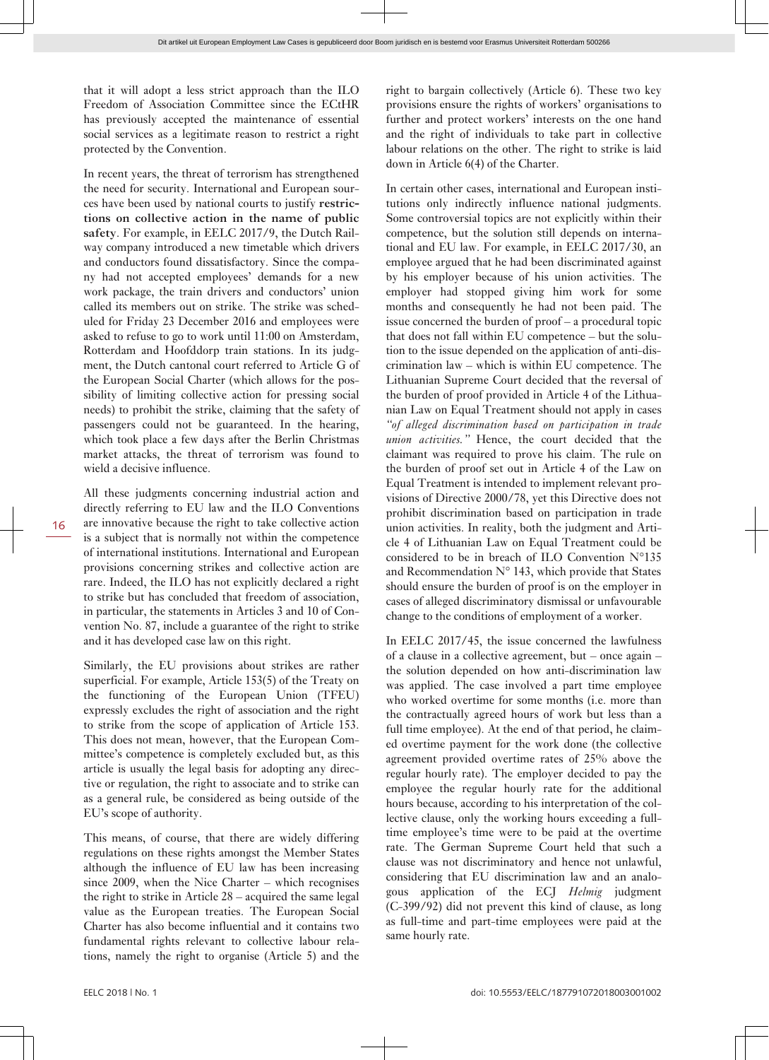that it will adopt a less strict approach than the ILO Freedom of Association Committee since the ECtHR has previously accepted the maintenance of essential social services as a legitimate reason to restrict a right protected by the Convention.

In recent years, the threat of terrorism has strengthened the need for security. International and European sources have been used by national courts to justify **restrictions on collective action in the name of public safety**. For example, in EELC 2017/9, the Dutch Railway company introduced a new timetable which drivers and conductors found dissatisfactory. Since the company had not accepted employees' demands for a new work package, the train drivers and conductors' union called its members out on strike. The strike was scheduled for Friday 23 December 2016 and employees were asked to refuse to go to work until 11:00 on Amsterdam, Rotterdam and Hoofddorp train stations. In its judgment, the Dutch cantonal court referred to Article G of the European Social Charter (which allows for the possibility of limiting collective action for pressing social needs) to prohibit the strike, claiming that the safety of passengers could not be guaranteed. In the hearing, which took place a few days after the Berlin Christmas market attacks, the threat of terrorism was found to wield a decisive influence.

All these judgments concerning industrial action and directly referring to EU law and the ILO Conventions are innovative because the right to take collective action is a subject that is normally not within the competence of international institutions. International and European provisions concerning strikes and collective action are rare. Indeed, the ILO has not explicitly declared a right to strike but has concluded that freedom of association, in particular, the statements in Articles 3 and 10 of Convention No. 87, include a guarantee of the right to strike and it has developed case law on this right.

Similarly, the EU provisions about strikes are rather superficial. For example, Article 153(5) of the Treaty on the functioning of the European Union (TFEU) expressly excludes the right of association and the right to strike from the scope of application of Article 153. This does not mean, however, that the European Committee's competence is completely excluded but, as this article is usually the legal basis for adopting any directive or regulation, the right to associate and to strike can as a general rule, be considered as being outside of the EU's scope of authority.

This means, of course, that there are widely differing regulations on these rights amongst the Member States although the influence of EU law has been increasing since 2009, when the Nice Charter – which recognises the right to strike in Article 28 – acquired the same legal value as the European treaties. The European Social Charter has also become influential and it contains two fundamental rights relevant to collective labour relations, namely the right to organise (Article 5) and the right to bargain collectively (Article 6). These two key provisions ensure the rights of workers' organisations to further and protect workers' interests on the one hand and the right of individuals to take part in collective labour relations on the other. The right to strike is laid down in Article 6(4) of the Charter.

In certain other cases, international and European institutions only indirectly influence national judgments. Some controversial topics are not explicitly within their competence, but the solution still depends on international and EU law. For example, in EELC 2017/30, an employee argued that he had been discriminated against by his employer because of his union activities. The employer had stopped giving him work for some months and consequently he had not been paid. The issue concerned the burden of proof – a procedural topic that does not fall within EU competence – but the solution to the issue depended on the application of anti-discrimination law – which is within EU competence. The Lithuanian Supreme Court decided that the reversal of the burden of proof provided in Article 4 of the Lithuanian Law on Equal Treatment should not apply in cases *"of alleged discrimination based on participation in trade union activities."* Hence, the court decided that the claimant was required to prove his claim. The rule on the burden of proof set out in Article 4 of the Law on Equal Treatment is intended to implement relevant provisions of Directive 2000/78, yet this Directive does not prohibit discrimination based on participation in trade union activities. In reality, both the judgment and Article 4 of Lithuanian Law on Equal Treatment could be considered to be in breach of ILO Convention N°135 and Recommendation N° 143, which provide that States should ensure the burden of proof is on the employer in cases of alleged discriminatory dismissal or unfavourable change to the conditions of employment of a worker.

In EELC 2017/45, the issue concerned the lawfulness of a clause in a collective agreement, but – once again – the solution depended on how anti-discrimination law was applied. The case involved a part time employee who worked overtime for some months (i.e. more than the contractually agreed hours of work but less than a full time employee). At the end of that period, he claimed overtime payment for the work done (the collective agreement provided overtime rates of 25% above the regular hourly rate). The employer decided to pay the employee the regular hourly rate for the additional hours because, according to his interpretation of the collective clause, only the working hours exceeding a full-time employee's time were to be paid at the overtime rate. The German Supreme Court held that such a clause was not discriminatory and hence not unlawful, considering that EU discrimination law and an analogous application of the ECJ *Helmig* judgment (C-399/92) did not prevent this kind of clause, as long as full-time and part-time employees were paid at the same hourly rate.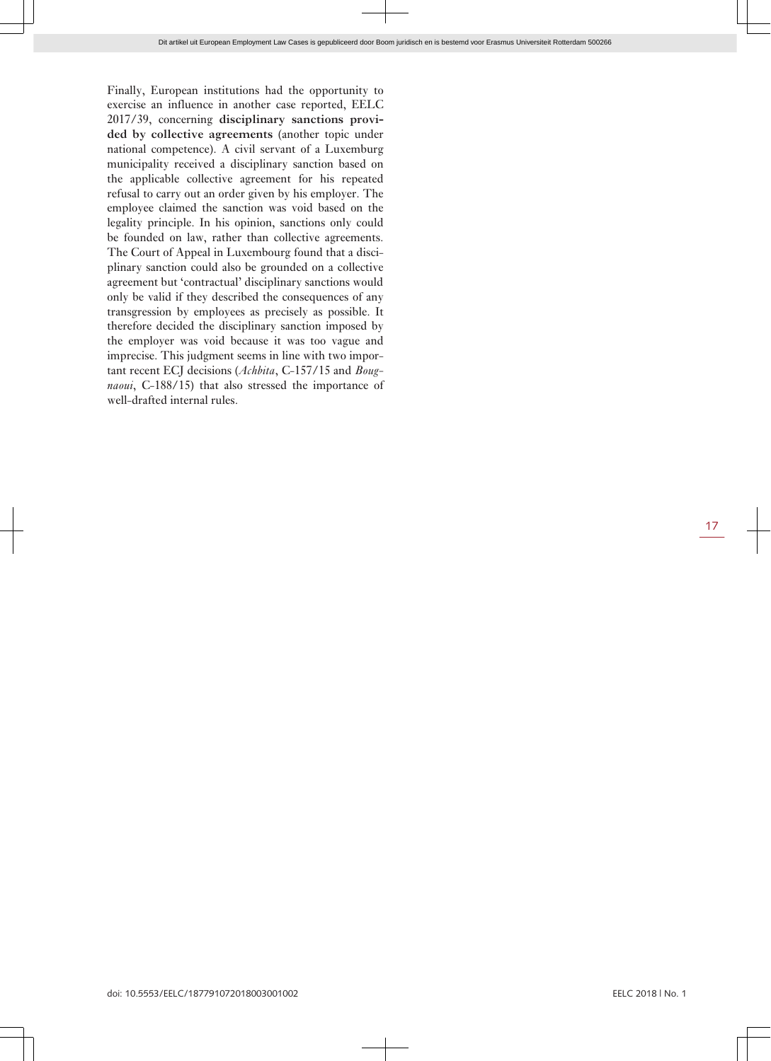Finally, European institutions had the opportunity to exercise an influence in another case reported, EELC 2017/39, concerning **disciplinary sanctions provided by collective agreements** (another topic under national competence). A civil servant of a Luxemburg municipality received a disciplinary sanction based on the applicable collective agreement for his repeated refusal to carry out an order given by his employer. The employee claimed the sanction was void based on the legality principle. In his opinion, sanctions only could be founded on law, rather than collective agreements. The Court of Appeal in Luxembourg found that a disciplinary sanction could also be grounded on a collective agreement but 'contractual' disciplinary sanctions would only be valid if they described the consequences of any transgression by employees as precisely as possible. It therefore decided the disciplinary sanction imposed by the employer was void because it was too vague and imprecise. This judgment seems in line with two important recent ECJ decisions (*Achbita*, C-157/15 and *Bougnaoui*, C-188/15) that also stressed the importance of well-drafted internal rules.